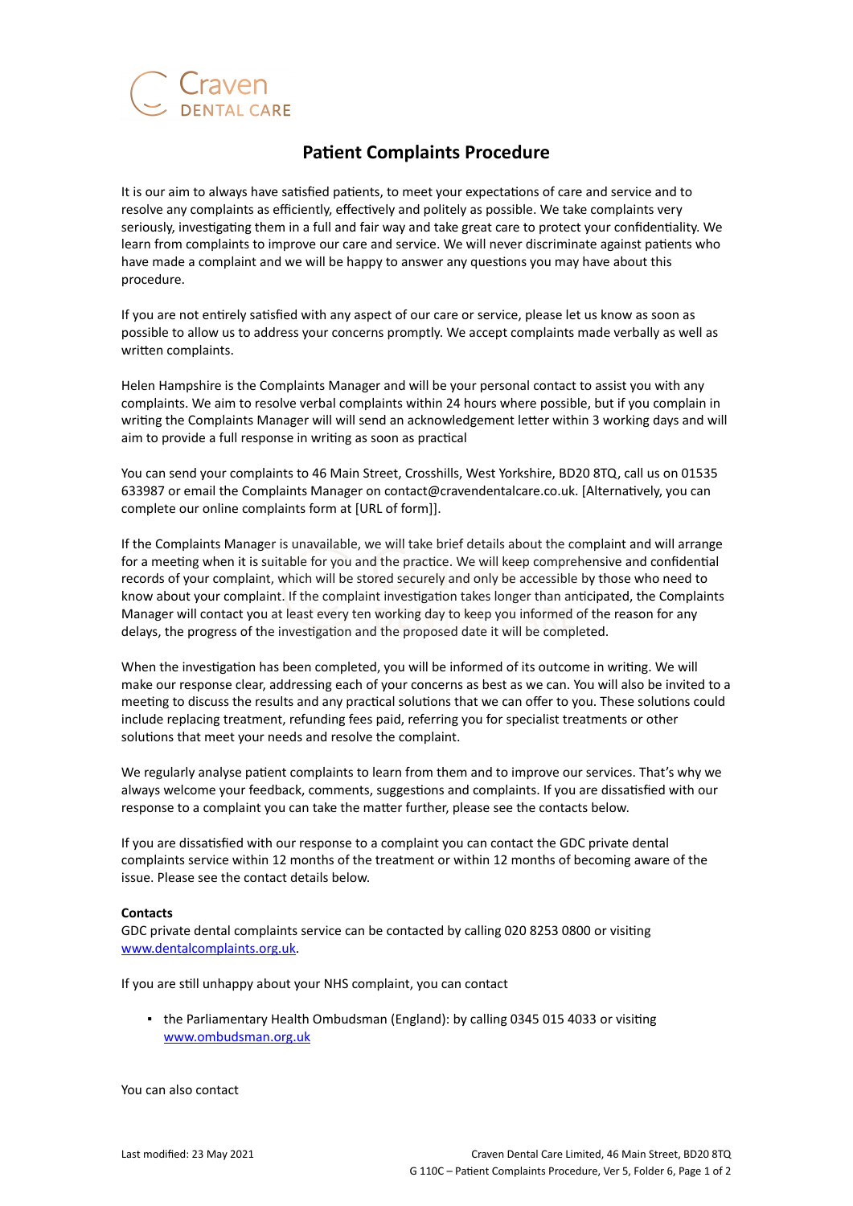Craven
DENTAL CARE

# Patient Complaints Procedure

It is our aim to always have satisfied patients, to meet your expectations of care and service and to resolve any complaints as efficiently, effectively and politely as possible. We take complaints very seriously, investigating them in a full and fair way and take great care to protect your confidentiality. We learn from complaints to improve our care and service. We will never discriminate against patients who have made a complaint and we will be happy to answer any questions you may have about this procedure.

If you are not entirely satisfied with any aspect of our care or service, please let us know as soon as possible to allow us to address your concerns promptly. We accept complaints made verbally as well as written complaints.

Helen Hampshire is the Complaints Manager and will be your personal contact to assist you with any complaints. We aim to resolve verbal complaints within 24 hours where possible, but if you complain in writing the Complaints Manager will will send an acknowledgement letter within 3 working days and will aim to provide a full response in writing as soon as practical

You can send your complaints to 46 Main Street, Crosshills, West Yorkshire, BD20 8TQ, call us on 01535 633987 or email the Complaints Manager on contact@cravendentalcare.co.uk. [Alternatively, you can complete our online complaints form at [URL of form]].

If the Complaints Manager is unavailable, we will take brief details about the complaint and will arrange for a meeting when it is suitable for you and the practice. We will keep comprehensive and confidential records of your complaint, which will be stored securely and only be accessible by those who need to know about your complaint. If the complaint investigation takes longer than anticipated, the Complaints Manager will contact you at least every ten working day to keep you informed of the reason for any delays, the progress of the investigation and the proposed date it will be completed.

When the investigation has been completed, you will be informed of its outcome in writing. We will make our response clear, addressing each of your concerns as best as we can. You will also be invited to a meeting to discuss the results and any practical solutions that we can offer to you. These solutions could include replacing treatment, refunding fees paid, referring you for specialist treatments or other solutions that meet your needs and resolve the complaint.

We regularly analyse patient complaints to learn from them and to improve our services. That's why we always welcome your feedback, comments, suggestions and complaints. If you are dissatisfied with our response to a complaint you can take the matter further, please see the contacts below.

If you are dissatisfied with our response to a complaint you can contact the GDC private dental complaints service within 12 months of the treatment or within 12 months of becoming aware of the issue. Please see the contact details below.

**Contacts**
GDC private dental complaints service can be contacted by calling 020 8253 0800 or visiting www.dentalcomplaints.org.uk.

If you are still unhappy about your NHS complaint, you can contact

- the Parliamentary Health Ombudsman (England): by calling 0345 015 4033 or visiting www.ombudsman.org.uk

You can also contact

Last modified: 23 May 2021

Craven Dental Care Limited, 46 Main Street, BD20 8TQ
G 110C – Patient Complaints Procedure, Ver 5, Folder 6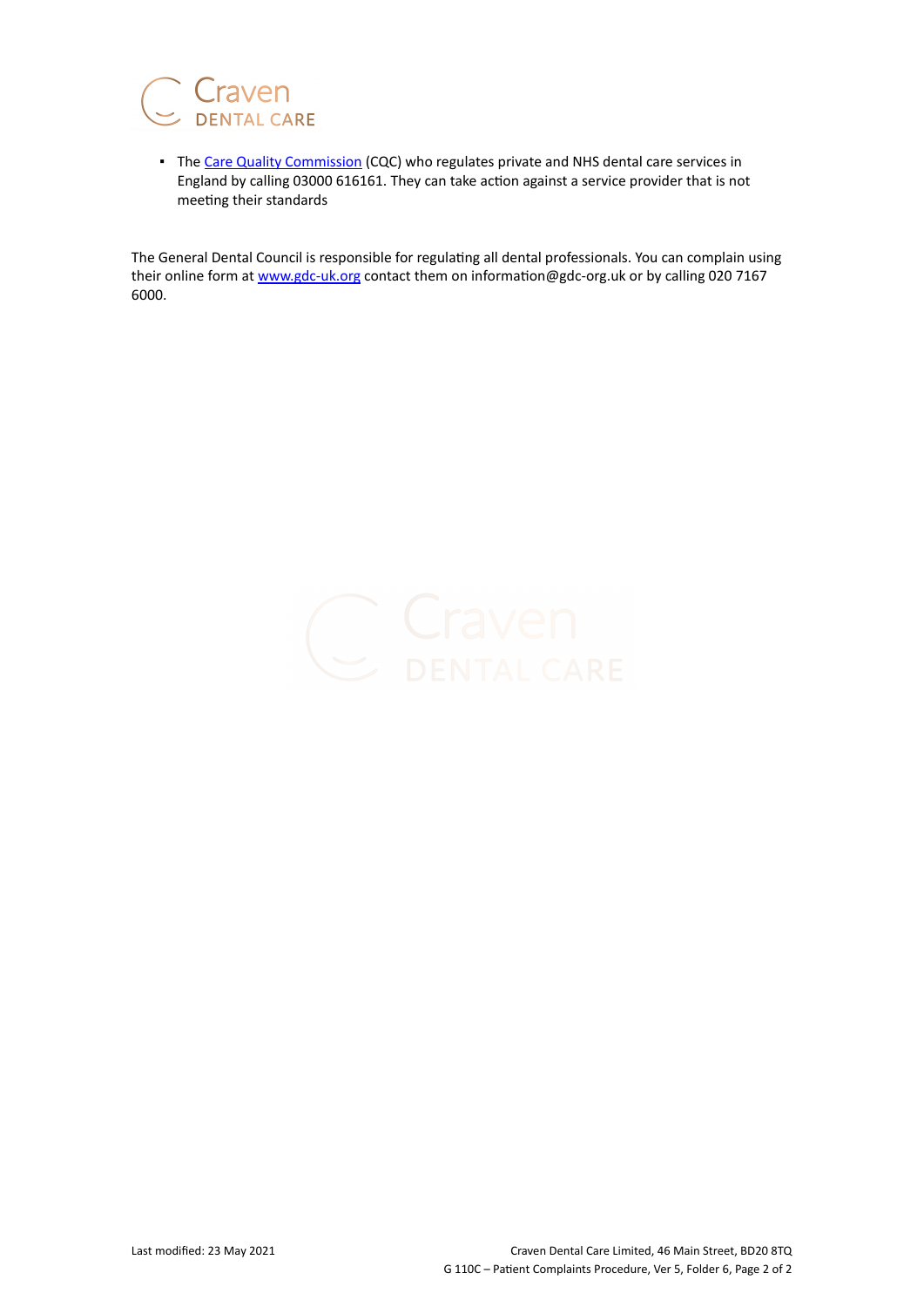- The [Care Quality Commission](https://www.cqc.org.uk) (CQC) who regulates private and NHS dental care services in England by calling 03000 616161. They can take action against a service provider that is not meeting their standards

The General Dental Council is responsible for regulating all dental professionals. You can complain using their online form at [www.gdc-uk.org](http://www.gdc-uk.org) contact them on information@gdc-org.uk or by calling 020 7167 6000.